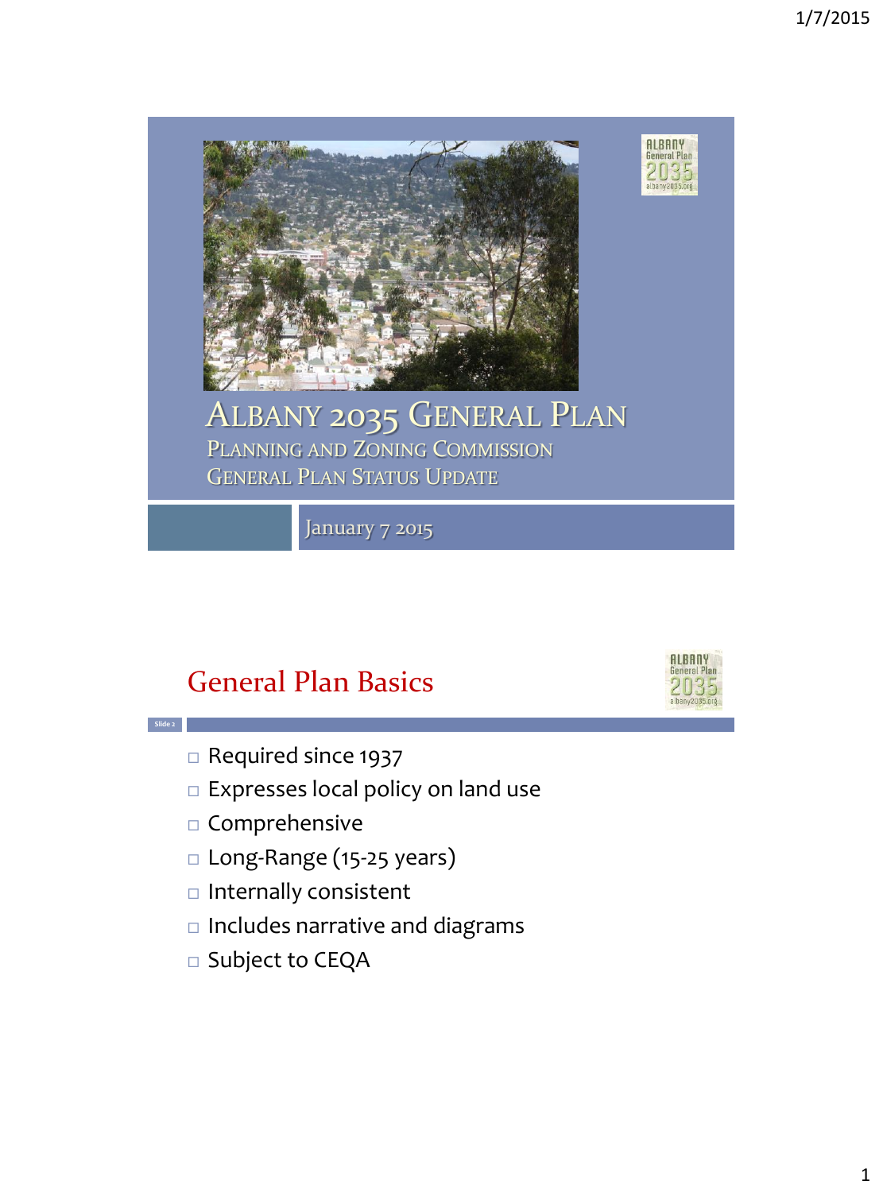# Albany 2035 General Plan

## Planning and Zoning Commission
## General Plan Status Update

January 7 2015

## General Plan Basics

- Required since 1937
- Expresses local policy on land use
- Comprehensive
- Long-Range (15-25 years)
- Internally consistent
- Includes narrative and diagrams
- Subject to CEQA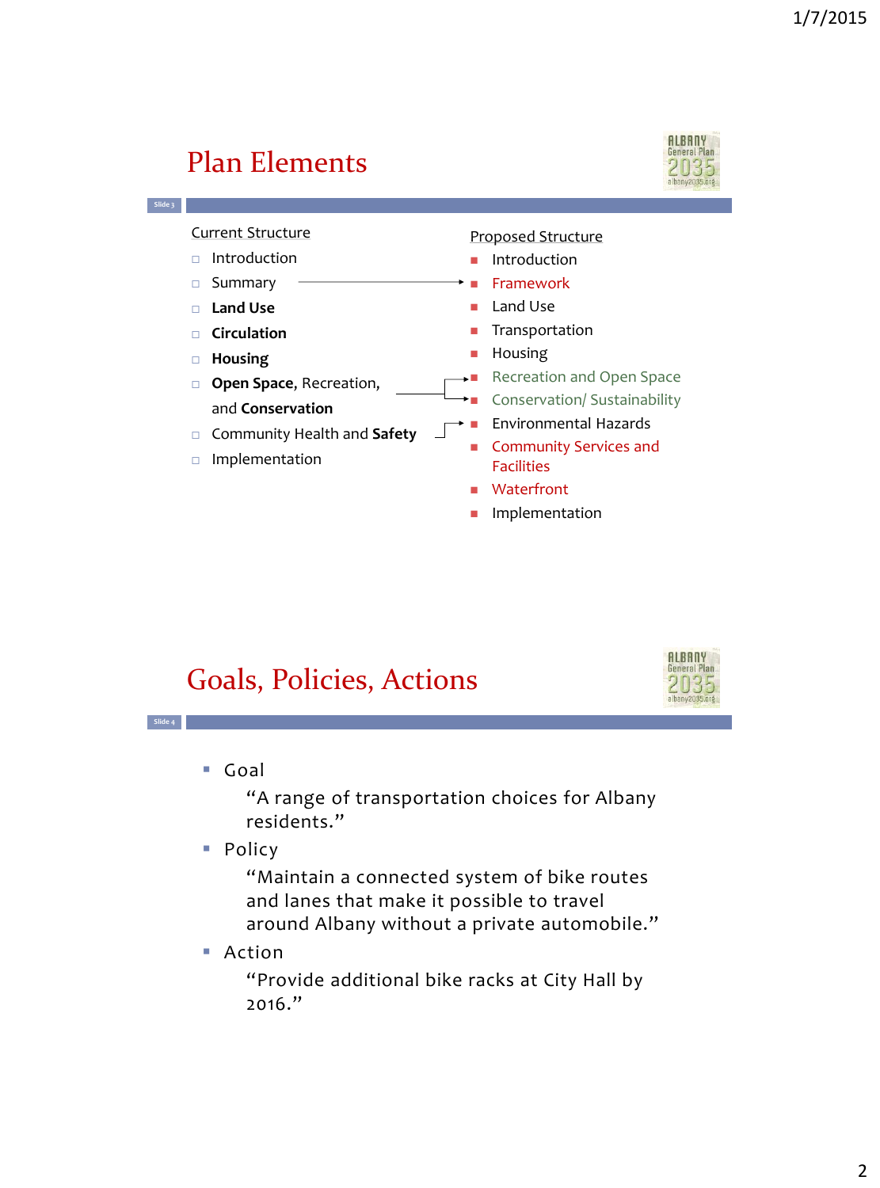# Plan Elements

**Current Structure**

- Introduction
- Summary → Framework
- **Land Use**
- **Circulation**
- **Housing**
- **Open Space**, Recreation, and **Conservation** → Recreation and Open Space; Conservation/ Sustainability
- Community Health and **Safety** → Environmental Hazards
- Implementation

**Proposed Structure**

- Introduction
- Framework
- Land Use
- Transportation
- Housing
- Recreation and Open Space
- Conservation/ Sustainability
- Environmental Hazards
- Community Services and Facilities
- Waterfront
- Implementation

# Goals, Policies, Actions

- Goal
  "A range of transportation choices for Albany residents."
- Policy
  "Maintain a connected system of bike routes and lanes that make it possible to travel around Albany without a private automobile."
- Action
  "Provide additional bike racks at City Hall by 2016."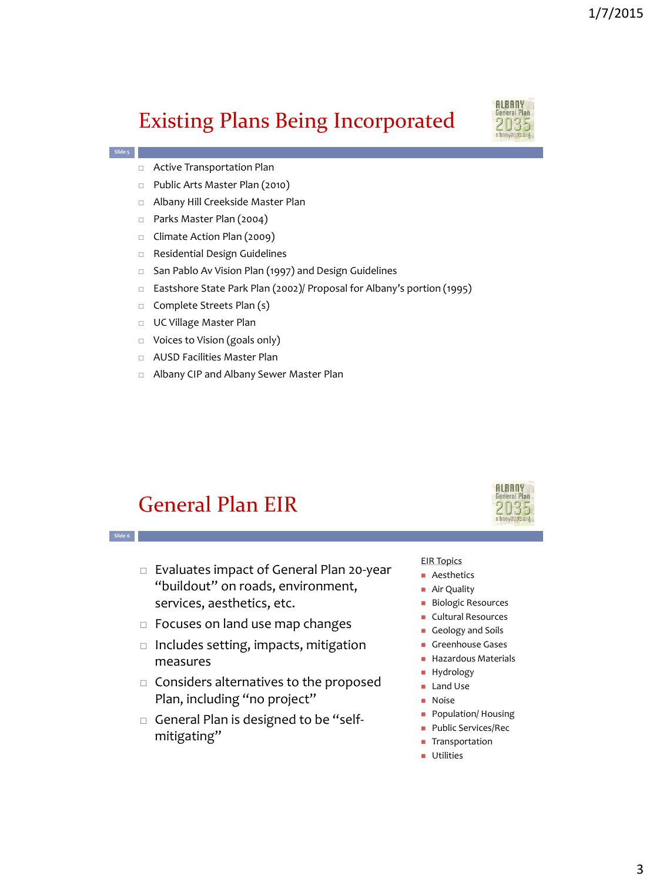# Existing Plans Being Incorporated

- Active Transportation Plan
- Public Arts Master Plan (2010)
- Albany Hill Creekside Master Plan
- Parks Master Plan (2004)
- Climate Action Plan (2009)
- Residential Design Guidelines
- San Pablo Av Vision Plan (1997) and Design Guidelines
- Eastshore State Park Plan (2002)/ Proposal for Albany's portion (1995)
- Complete Streets Plan (s)
- UC Village Master Plan
- Voices to Vision (goals only)
- AUSD Facilities Master Plan
- Albany CIP and Albany Sewer Master Plan

# General Plan EIR

- Evaluates impact of General Plan 20-year "buildout" on roads, environment, services, aesthetics, etc.
- Focuses on land use map changes
- Includes setting, impacts, mitigation measures
- Considers alternatives to the proposed Plan, including "no project"
- General Plan is designed to be "self-mitigating"

EIR Topics

- Aesthetics
- Air Quality
- Biologic Resources
- Cultural Resources
- Geology and Soils
- Greenhouse Gases
- Hazardous Materials
- Hydrology
- Land Use
- Noise
- Population/ Housing
- Public Services/Rec
- Transportation
- Utilities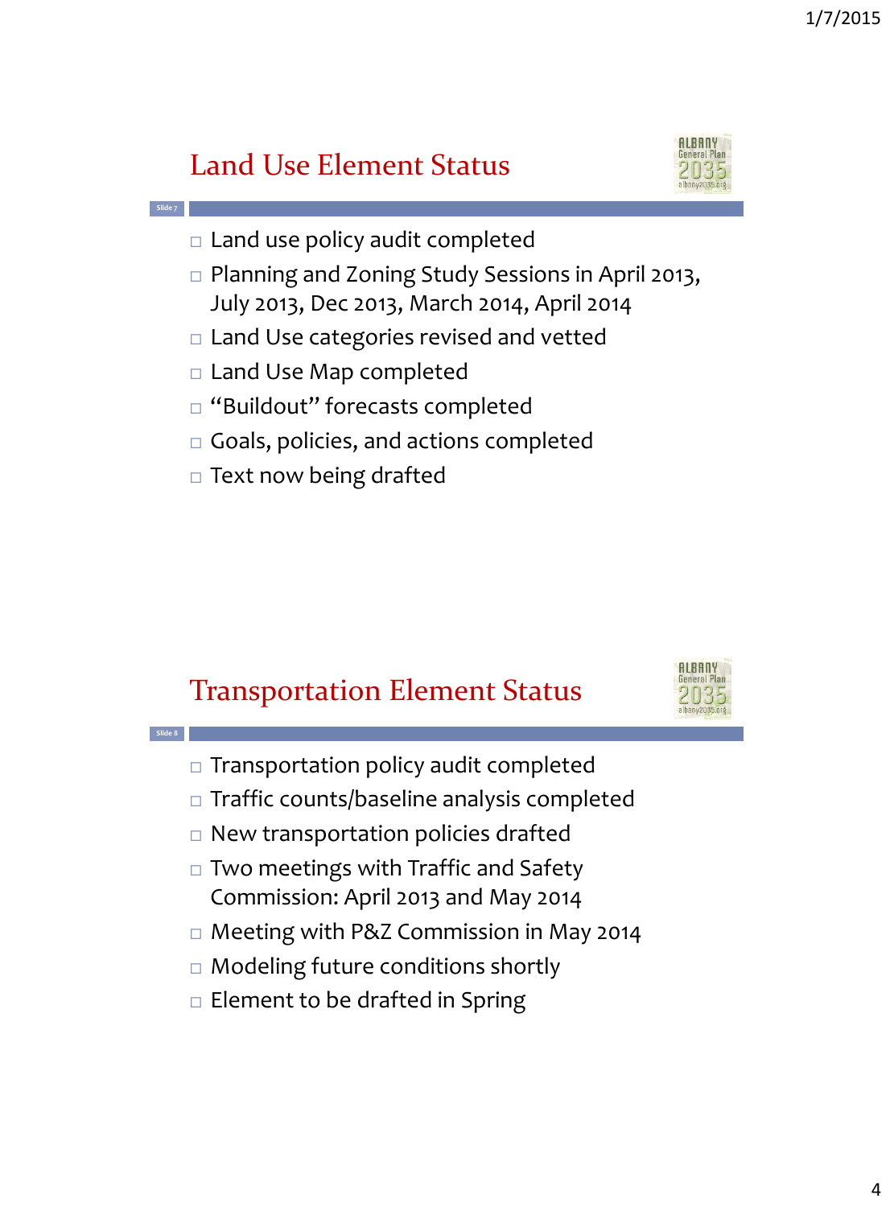## Land Use Element Status

- Land use policy audit completed
- Planning and Zoning Study Sessions in April 2013, July 2013, Dec 2013, March 2014, April 2014
- Land Use categories revised and vetted
- Land Use Map completed
- "Buildout" forecasts completed
- Goals, policies, and actions completed
- Text now being drafted

## Transportation Element Status

- Transportation policy audit completed
- Traffic counts/baseline analysis completed
- New transportation policies drafted
- Two meetings with Traffic and Safety Commission: April 2013 and May 2014
- Meeting with P&Z Commission in May 2014
- Modeling future conditions shortly
- Element to be drafted in Spring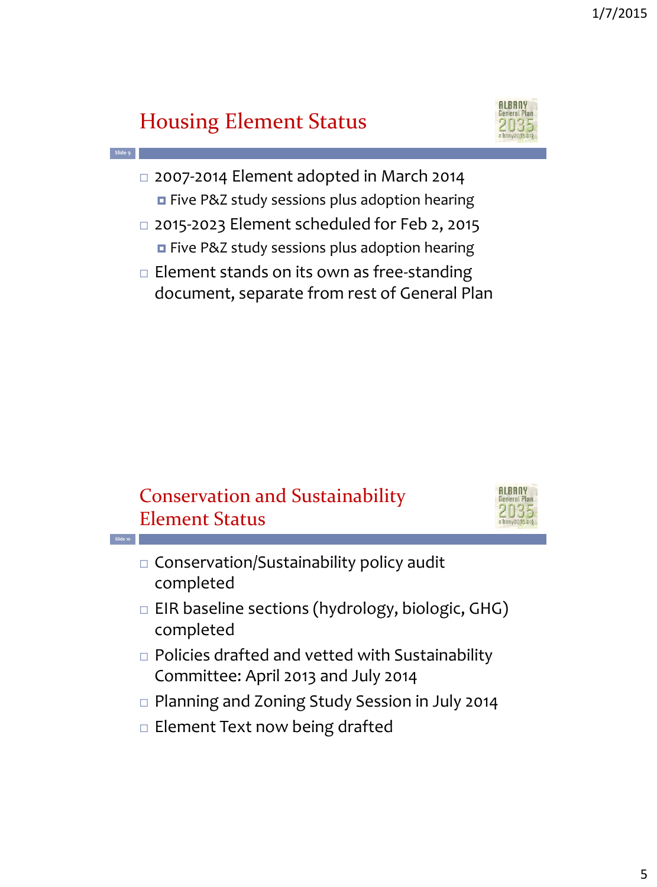## Housing Element Status

- 2007-2014 Element adopted in March 2014
  - Five P&Z study sessions plus adoption hearing
- 2015-2023 Element scheduled for Feb 2, 2015
  - Five P&Z study sessions plus adoption hearing
- Element stands on its own as free-standing document, separate from rest of General Plan

## Conservation and Sustainability Element Status

- Conservation/Sustainability policy audit completed
- EIR baseline sections (hydrology, biologic, GHG) completed
- Policies drafted and vetted with Sustainability Committee: April 2013 and July 2014
- Planning and Zoning Study Session in July 2014
- Element Text now being drafted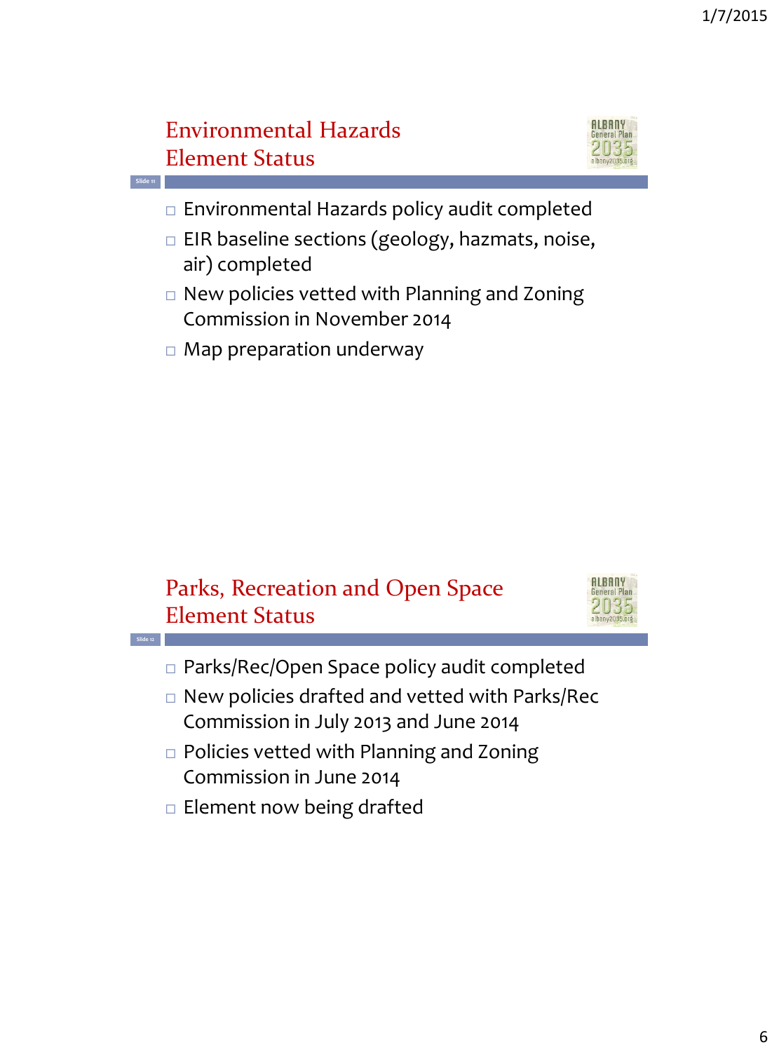## Environmental Hazards Element Status

- Environmental Hazards policy audit completed
- EIR baseline sections (geology, hazmats, noise, air) completed
- New policies vetted with Planning and Zoning Commission in November 2014
- Map preparation underway

## Parks, Recreation and Open Space Element Status

- Parks/Rec/Open Space policy audit completed
- New policies drafted and vetted with Parks/Rec Commission in July 2013 and June 2014
- Policies vetted with Planning and Zoning Commission in June 2014
- Element now being drafted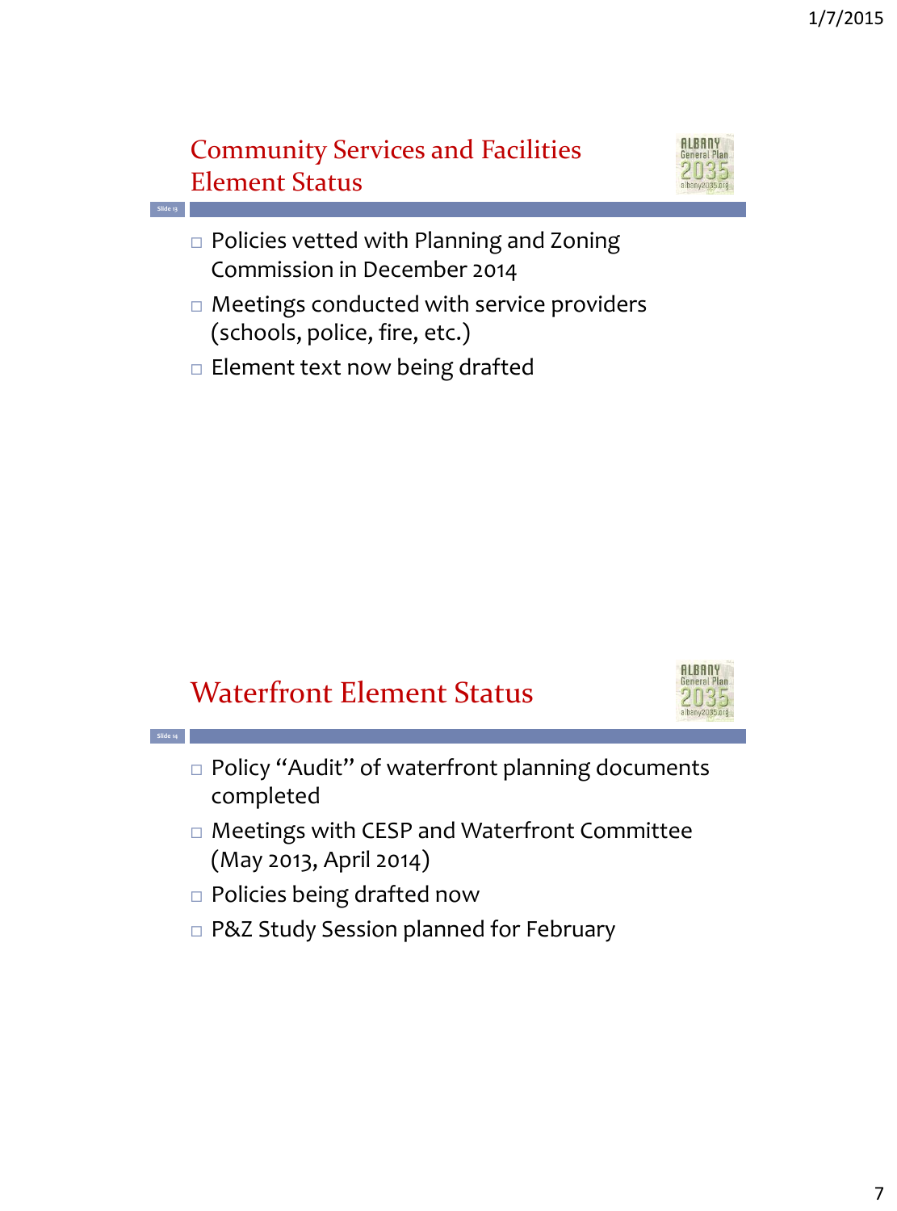## Community Services and Facilities Element Status

- Policies vetted with Planning and Zoning Commission in December 2014
- Meetings conducted with service providers (schools, police, fire, etc.)
- Element text now being drafted

## Waterfront Element Status

- Policy "Audit" of waterfront planning documents completed
- Meetings with CESP and Waterfront Committee (May 2013, April 2014)
- Policies being drafted now
- P&Z Study Session planned for February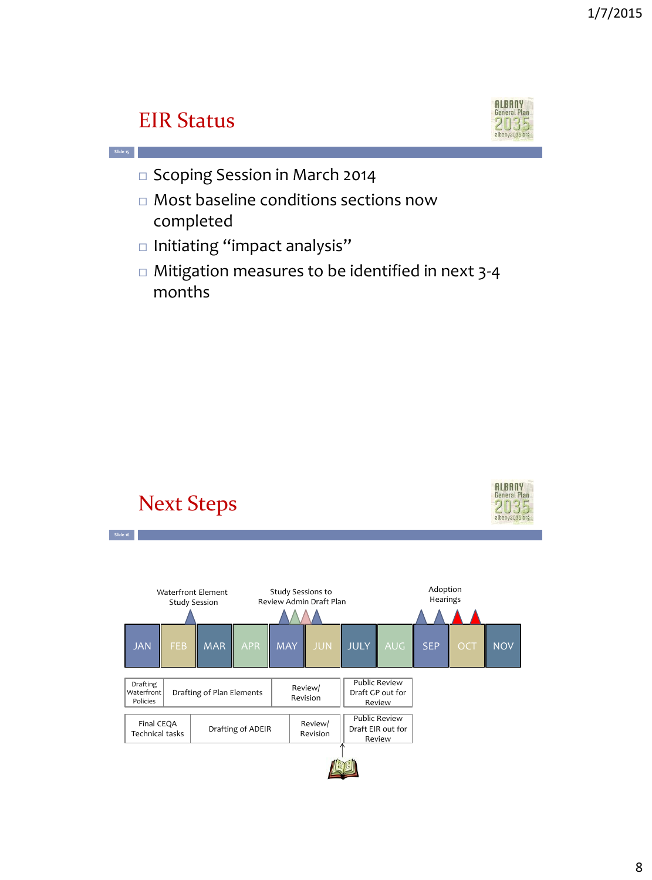## EIR Status

- Scoping Session in March 2014
- Most baseline conditions sections now completed
- Initiating "impact analysis"
- Mitigation measures to be identified in next 3-4 months

## Next Steps

Waterfront Element Study Session

Study Sessions to Review Admin Draft Plan

Adoption Hearings

| JAN | FEB | MAR | APR | MAY | JUN | JULY | AUG | SEP | OCT | NOV |
|---|---|---|---|---|---|---|---|---|---|---|

| Drafting Waterfront Policies | Drafting of Plan Elements | Review/ Revision | Public Review Draft GP out for Review |
|---|---|---|---|

| Final CEQA Technical tasks | Drafting of ADEIR | Review/ Revision | Public Review Draft EIR out for Review |
|---|---|---|---|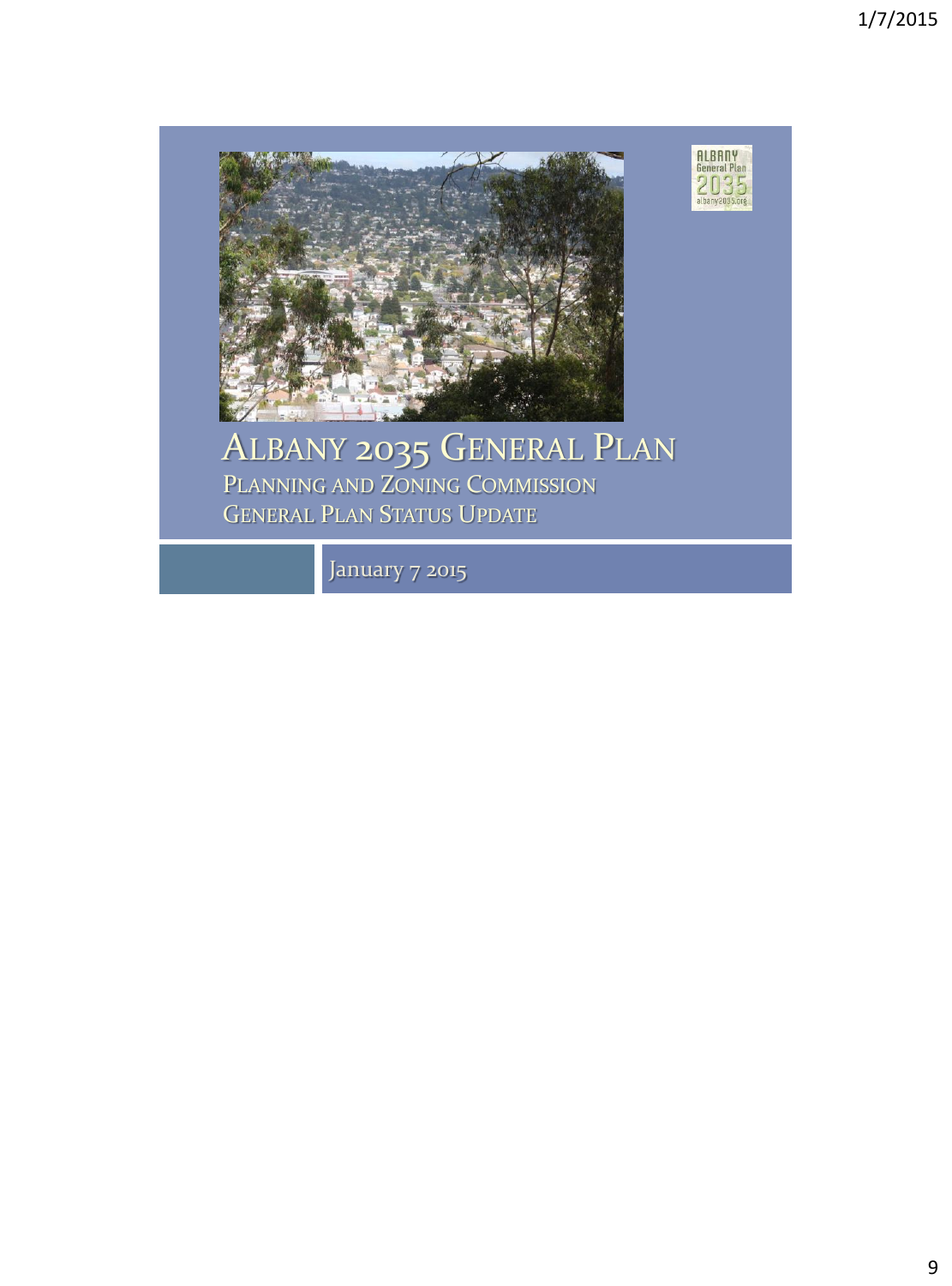# Albany 2035 General Plan

Planning and Zoning Commission
General Plan Status Update

January 7 2015